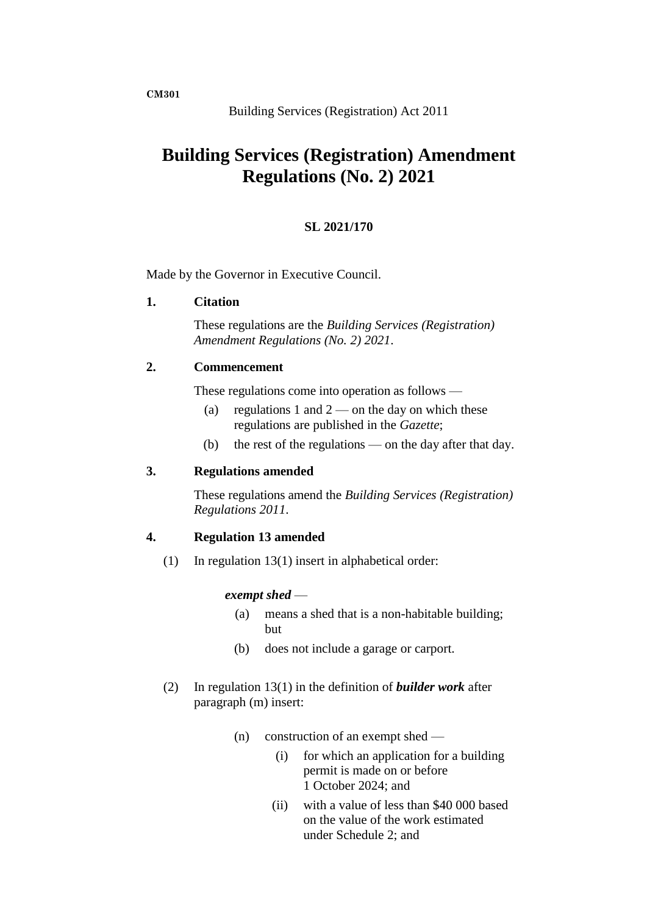CM301

Building Services (Registration) Act 2011

# Building Services (Registration) Amendment Regulations (No. 2) 2021

**SL 2021/170**

Made by the Governor in Executive Council.

**1. Citation**

These regulations are the *Building Services (Registration) Amendment Regulations (No. 2) 2021*.

**2. Commencement**

These regulations come into operation as follows —

(a) regulations 1 and 2 — on the day on which these regulations are published in the *Gazette*;

(b) the rest of the regulations — on the day after that day.

**3. Regulations amended**

These regulations amend the *Building Services (Registration) Regulations 2011*.

**4. Regulation 13 amended**

(1) In regulation 13(1) insert in alphabetical order:

> ***exempt shed*** —
>
> (a) means a shed that is a non-habitable building; but
>
> (b) does not include a garage or carport.

(2) In regulation 13(1) in the definition of ***builder work*** after paragraph (m) insert:

> (n) construction of an exempt shed —
>
> (i) for which an application for a building permit is made on or before 1 October 2024; and
>
> (ii) with a value of less than $40 000 based on the value of the work estimated under Schedule 2; and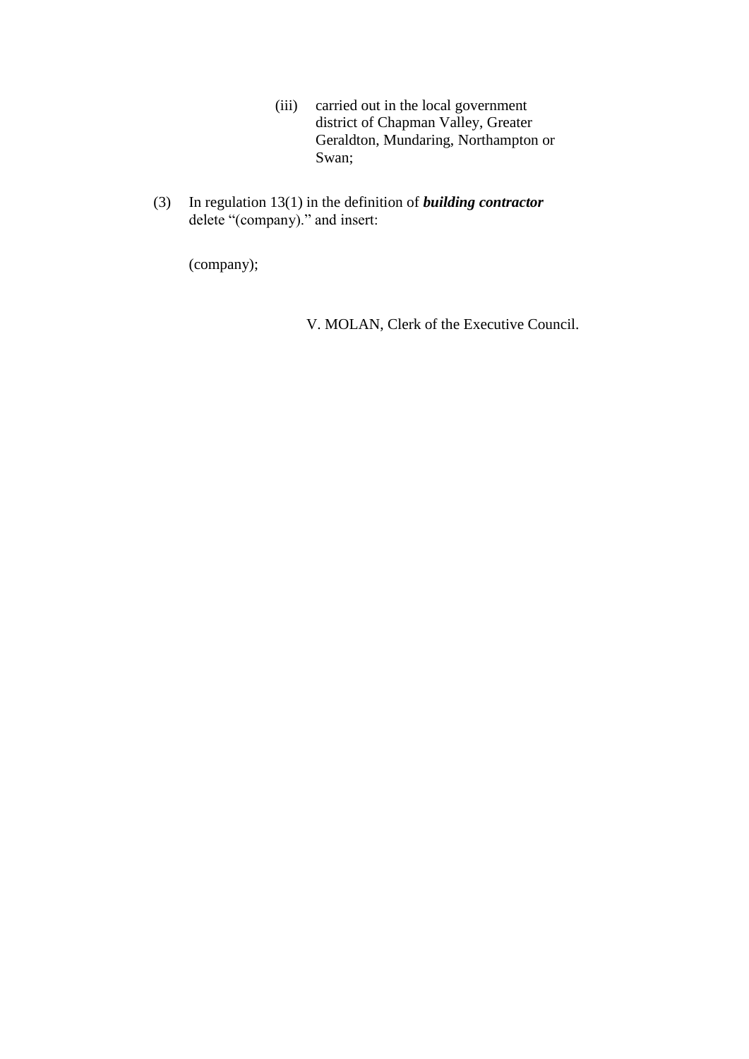(iii) carried out in the local government district of Chapman Valley, Greater Geraldton, Mundaring, Northampton or Swan;

(3) In regulation 13(1) in the definition of ***building contractor*** delete "(company)." and insert:

(company);

V. MOLAN, Clerk of the Executive Council.